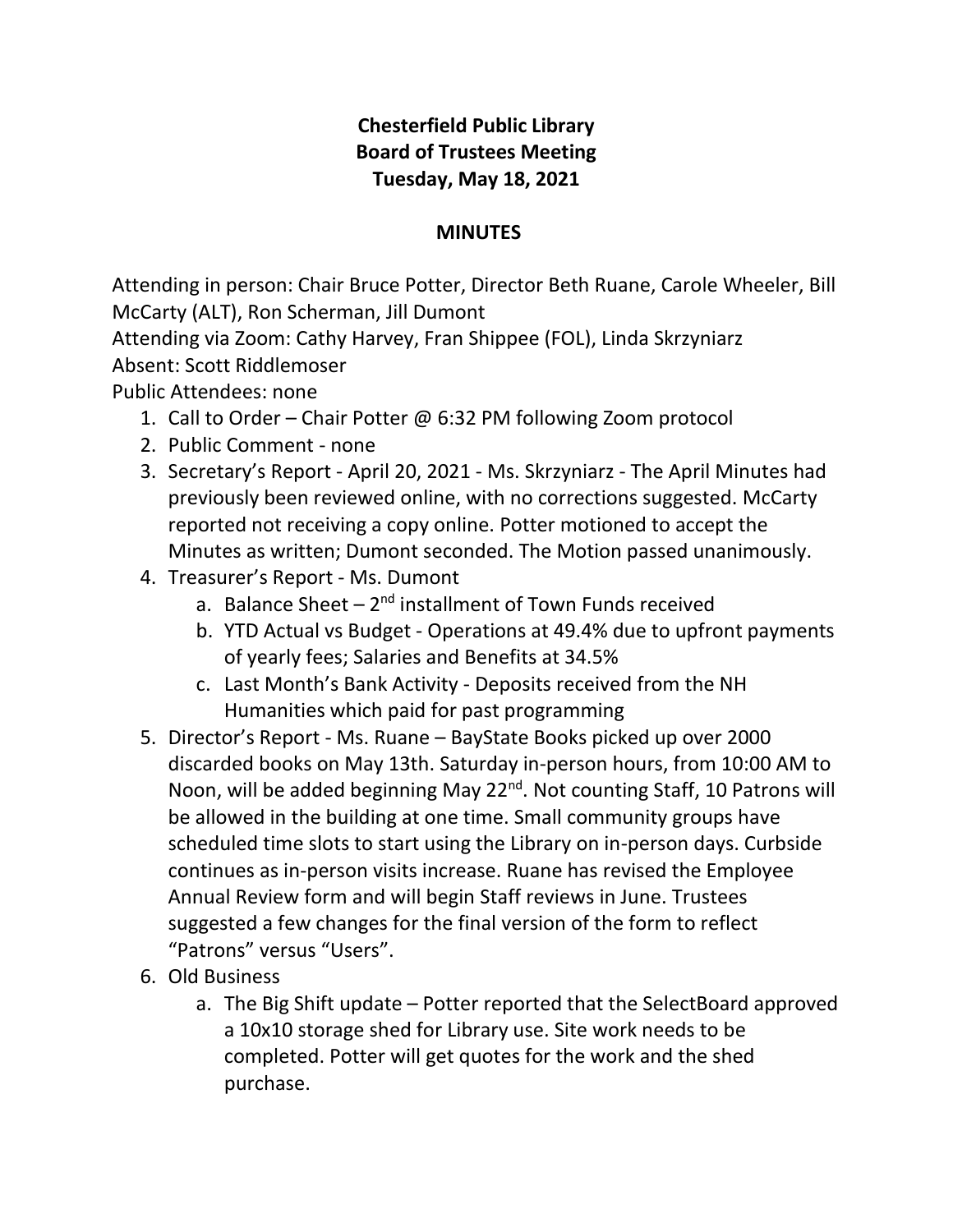# Chesterfield Public Library
## Board of Trustees Meeting
## Tuesday, May 18, 2021

## MINUTES

Attending in person: Chair Bruce Potter, Director Beth Ruane, Carole Wheeler, Bill McCarty (ALT), Ron Scherman, Jill Dumont
Attending via Zoom: Cathy Harvey, Fran Shippee (FOL), Linda Skrzyniarz
Absent: Scott Riddlemoser
Public Attendees: none

1. Call to Order – Chair Potter @ 6:32 PM following Zoom protocol
2. Public Comment - none
3. Secretary's Report - April 20, 2021 - Ms. Skrzyniarz - The April Minutes had previously been reviewed online, with no corrections suggested. McCarty reported not receiving a copy online. Potter motioned to accept the Minutes as written; Dumont seconded. The Motion passed unanimously.
4. Treasurer's Report - Ms. Dumont
   a. Balance Sheet – 2nd installment of Town Funds received
   b. YTD Actual vs Budget - Operations at 49.4% due to upfront payments of yearly fees; Salaries and Benefits at 34.5%
   c. Last Month's Bank Activity - Deposits received from the NH Humanities which paid for past programming
5. Director's Report - Ms. Ruane – BayState Books picked up over 2000 discarded books on May 13th. Saturday in-person hours, from 10:00 AM to Noon, will be added beginning May 22nd. Not counting Staff, 10 Patrons will be allowed in the building at one time. Small community groups have scheduled time slots to start using the Library on in-person days. Curbside continues as in-person visits increase. Ruane has revised the Employee Annual Review form and will begin Staff reviews in June. Trustees suggested a few changes for the final version of the form to reflect "Patrons" versus "Users".
6. Old Business
   a. The Big Shift update – Potter reported that the SelectBoard approved a 10x10 storage shed for Library use. Site work needs to be completed. Potter will get quotes for the work and the shed purchase.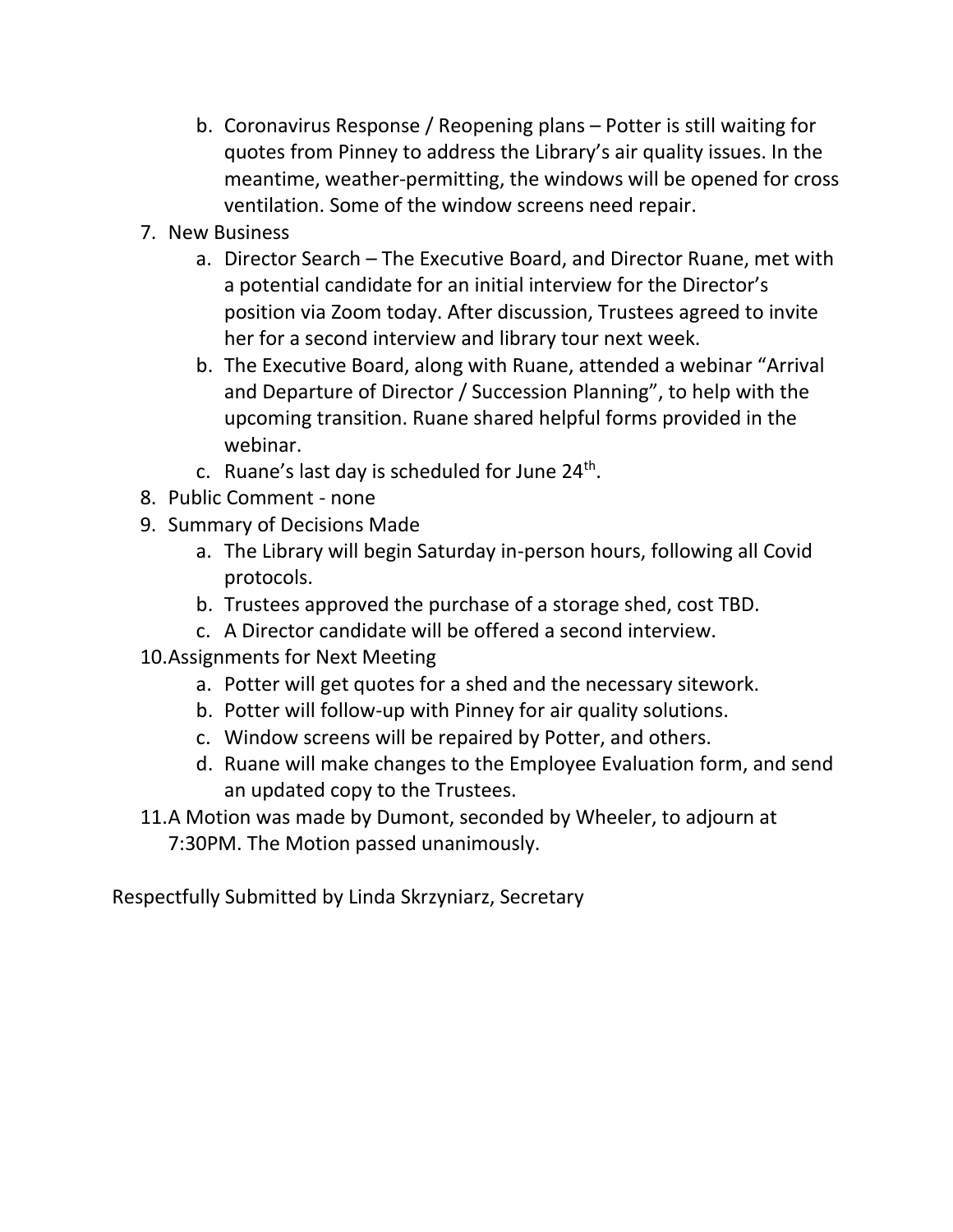b. Coronavirus Response / Reopening plans – Potter is still waiting for quotes from Pinney to address the Library's air quality issues. In the meantime, weather-permitting, the windows will be opened for cross ventilation. Some of the window screens need repair.

7. New Business
   a. Director Search – The Executive Board, and Director Ruane, met with a potential candidate for an initial interview for the Director's position via Zoom today. After discussion, Trustees agreed to invite her for a second interview and library tour next week.
   b. The Executive Board, along with Ruane, attended a webinar "Arrival and Departure of Director / Succession Planning", to help with the upcoming transition. Ruane shared helpful forms provided in the webinar.
   c. Ruane's last day is scheduled for June 24th.
8. Public Comment - none
9. Summary of Decisions Made
   a. The Library will begin Saturday in-person hours, following all Covid protocols.
   b. Trustees approved the purchase of a storage shed, cost TBD.
   c. A Director candidate will be offered a second interview.
10. Assignments for Next Meeting
    a. Potter will get quotes for a shed and the necessary sitework.
    b. Potter will follow-up with Pinney for air quality solutions.
    c. Window screens will be repaired by Potter, and others.
    d. Ruane will make changes to the Employee Evaluation form, and send an updated copy to the Trustees.
11. A Motion was made by Dumont, seconded by Wheeler, to adjourn at 7:30PM. The Motion passed unanimously.

Respectfully Submitted by Linda Skrzyniarz, Secretary